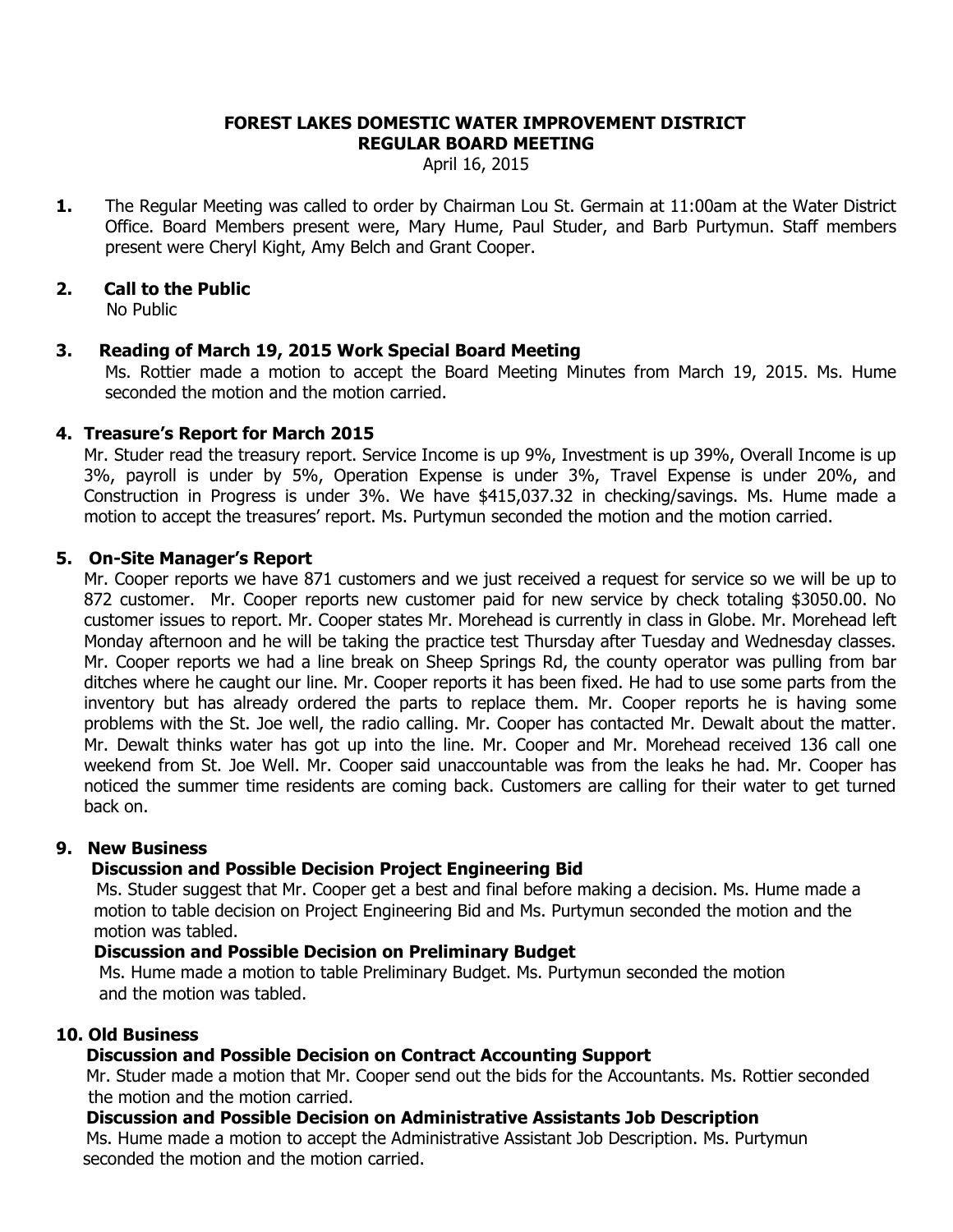# FOREST LAKES DOMESTIC WATER IMPROVEMENT DISTRICT
## REGULAR BOARD MEETING

April 16, 2015

**1.** The Regular Meeting was called to order by Chairman Lou St. Germain at 11:00am at the Water District Office. Board Members present were, Mary Hume, Paul Studer, and Barb Purtymun. Staff members present were Cheryl Kight, Amy Belch and Grant Cooper.

**2. Call to the Public**

No Public

**3. Reading of March 19, 2015 Work Special Board Meeting**

Ms. Rottier made a motion to accept the Board Meeting Minutes from March 19, 2015. Ms. Hume seconded the motion and the motion carried.

**4. Treasure's Report for March 2015**

Mr. Studer read the treasury report. Service Income is up 9%, Investment is up 39%, Overall Income is up 3%, payroll is under by 5%, Operation Expense is under 3%, Travel Expense is under 20%, and Construction in Progress is under 3%. We have $415,037.32 in checking/savings. Ms. Hume made a motion to accept the treasures' report. Ms. Purtymun seconded the motion and the motion carried.

**5. On-Site Manager's Report**

Mr. Cooper reports we have 871 customers and we just received a request for service so we will be up to 872 customer. Mr. Cooper reports new customer paid for new service by check totaling $3050.00. No customer issues to report. Mr. Cooper states Mr. Morehead is currently in class in Globe. Mr. Morehead left Monday afternoon and he will be taking the practice test Thursday after Tuesday and Wednesday classes. Mr. Cooper reports we had a line break on Sheep Springs Rd, the county operator was pulling from bar ditches where he caught our line. Mr. Cooper reports it has been fixed. He had to use some parts from the inventory but has already ordered the parts to replace them. Mr. Cooper reports he is having some problems with the St. Joe well, the radio calling. Mr. Cooper has contacted Mr. Dewalt about the matter. Mr. Dewalt thinks water has got up into the line. Mr. Cooper and Mr. Morehead received 136 call one weekend from St. Joe Well. Mr. Cooper said unaccountable was from the leaks he had. Mr. Cooper has noticed the summer time residents are coming back. Customers are calling for their water to get turned back on.

**9. New Business**

**Discussion and Possible Decision Project Engineering Bid**

Ms. Studer suggest that Mr. Cooper get a best and final before making a decision. Ms. Hume made a motion to table decision on Project Engineering Bid and Ms. Purtymun seconded the motion and the motion was tabled.

**Discussion and Possible Decision on Preliminary Budget**

Ms. Hume made a motion to table Preliminary Budget. Ms. Purtymun seconded the motion and the motion was tabled.

**10. Old Business**

**Discussion and Possible Decision on Contract Accounting Support**

Mr. Studer made a motion that Mr. Cooper send out the bids for the Accountants. Ms. Rottier seconded the motion and the motion carried.

**Discussion and Possible Decision on Administrative Assistants Job Description**

Ms. Hume made a motion to accept the Administrative Assistant Job Description. Ms. Purtymun seconded the motion and the motion carried.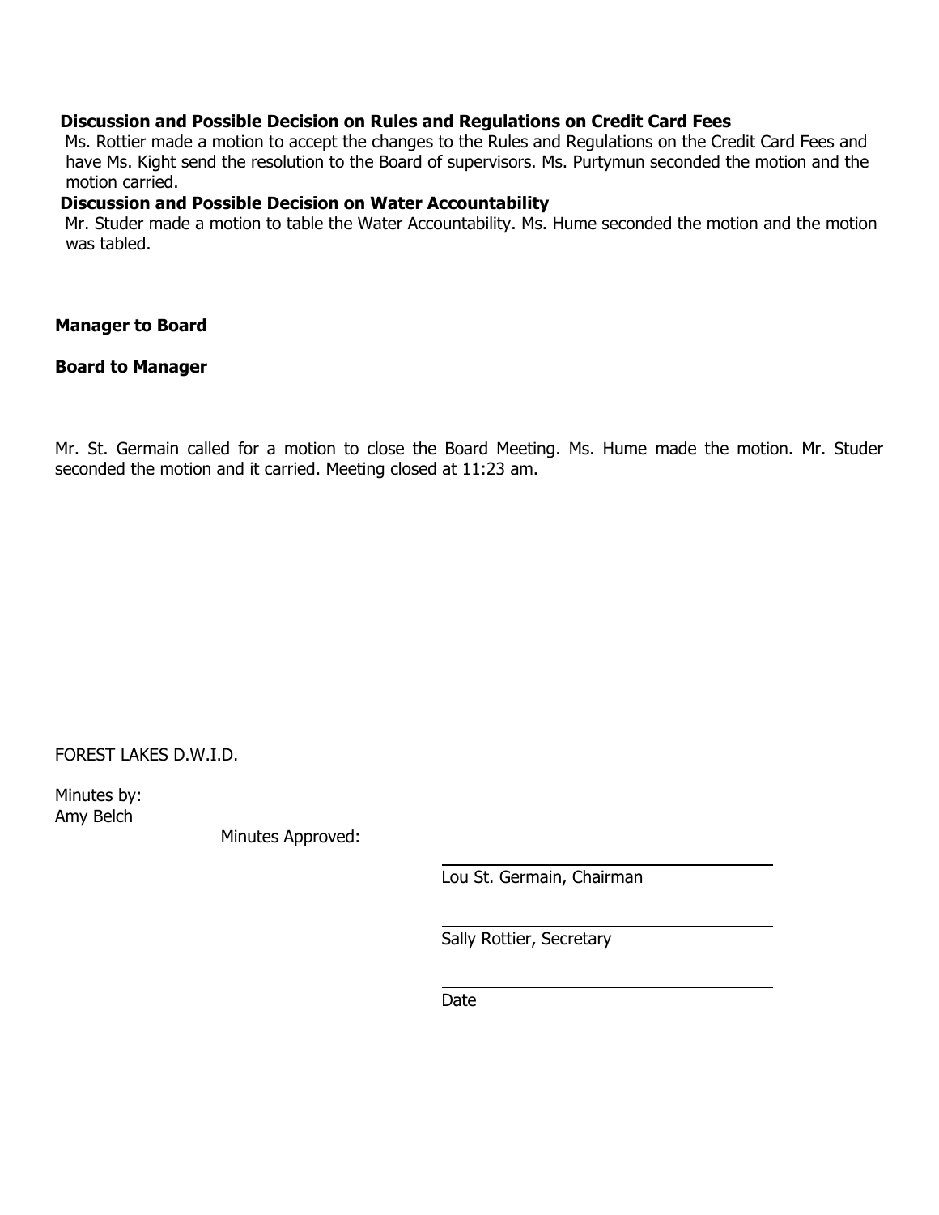**Discussion and Possible Decision on Rules and Regulations on Credit Card Fees**

Ms. Rottier made a motion to accept the changes to the Rules and Regulations on the Credit Card Fees and have Ms. Kight send the resolution to the Board of supervisors. Ms. Purtymun seconded the motion and the motion carried.

**Discussion and Possible Decision on Water Accountability**

Mr. Studer made a motion to table the Water Accountability. Ms. Hume seconded the motion and the motion was tabled.

**Manager to Board**

**Board to Manager**

Mr. St. Germain called for a motion to close the Board Meeting. Ms. Hume made the motion. Mr. Studer seconded the motion and it carried. Meeting closed at 11:23 am.

FOREST LAKES D.W.I.D.

Minutes by:
Amy Belch

Minutes Approved:

Lou St. Germain, Chairman

Sally Rottier, Secretary

Date